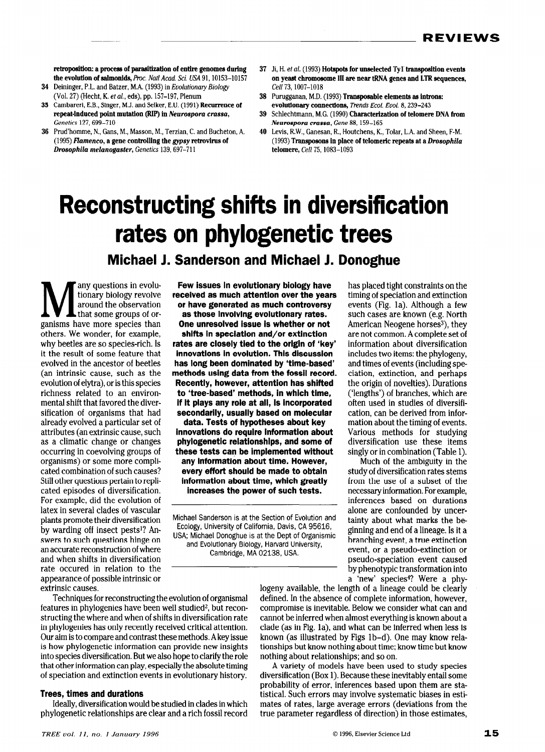retroposition: a process of parasitization of entire genomes during the evolution of salmonids, *Proc. Natl Acad. Sci. USA* 91, 10153–10157

34 Deininger, P.L. and Batzer, M.A. (1993) in *Evolutionary Biology* (Vol. 27) (Hecht, K. *et al.*, eds), pp. 157–197, Plenum

35 Cambareri, E.B., Singer, M.J. and Selker, E.U. (1991) **Recurrence of repeat-induced point mutation (RIP) in *Neurospora crassa***, *Genetics* 127, 699–710

36 Prud'homme, N., Gans, M., Masson, M., Terzian, C. and Bucheton, A. (1995) ***Flamenco*, a gene controlling the *gypsy* retrovirus of *Drosophila melanogaster***, *Genetics* 139, 697–711

37 Ji, H. *et al.* (1993) **Hotspots for unselected Ty1 transposition events on yeast chromosome III are near tRNA genes and LTR sequences**, *Cell* 73, 1007–1018

38 Purugganan, M.D. (1993) **Transposable elements as introns: evolutionary connections**, *Trends Ecol. Evol.* 8, 239–243

39 Schlechtmann, M.G. (1990) **Characterization of telomere DNA from *Neurospora crassa***, *Gene* 88, 159–165

40 Levis, R.W., Ganesan, R., Houtchens, K., Tolar, L.A. and Sheen, F-M. (1993) **Transposons in place of telomeric repeats at a *Drosophila* telomere**, *Cell* 75, 1083–1093

# Reconstructing shifts in diversification rates on phylogenetic trees

## Michael J. Sanderson and Michael J. Donoghue

**Few issues in evolutionary biology have received as much attention over the years or have generated as much controversy as those involving evolutionary rates. One unresolved issue is whether or not shifts in speciation and/or extinction rates are closely tied to the origin of 'key' innovations in evolution. This discussion has long been dominated by 'time-based' methods using data from the fossil record. Recently, however, attention has shifted to 'tree-based' methods, in which time, if it plays any role at all, is incorporated secondarily, usually based on molecular data. Tests of hypotheses about key innovations do require information about phylogenetic relationships, and some of these tests can be implemented without any information about time. However, every effort should be made to obtain information about time, which greatly increases the power of such tests.**

Michael Sanderson is at the Section of Evolution and Ecology, University of California, Davis, CA 95616, USA; Michael Donoghue is at the Dept of Organismic and Evolutionary Biology, Harvard University, Cambridge, MA 02138, USA.

Many questions in evolutionary biology revolve around the observation that some groups of organisms have more species than others. We wonder, for example, why beetles are so species-rich. Is it the result of some feature that evolved in the ancestor of beetles (an intrinsic cause, such as the evolution of elytra), or is this species richness related to an environmental shift that favored the diversification of organisms that had already evolved a particular set of attributes (an extrinsic cause, such as a climatic change or changes occurring in coevolving groups of organisms) or some more complicated combination of such causes? Still other questions pertain to replicated episodes of diversification. For example, did the evolution of latex in several clades of vascular plants promote their diversification by warding off insect pests[1]? Answers to such questions hinge on an accurate reconstruction of where and when shifts in diversification rate occured in relation to the appearance of possible intrinsic or extrinsic causes.

Techniques for reconstructing the evolution of organismal features in phylogenies have been well studied[2], but reconstructing the where and when of shifts in diversification rate in phylogenies has only recently received critical attention. Our aim is to compare and contrast these methods. A key issue is how phylogenetic information can provide new insights into species diversification. But we also hope to clarify the role that other information can play, especially the absolute timing of speciation and extinction events in evolutionary history.

### Trees, times and durations

Ideally, diversification would be studied in clades in which phylogenetic relationships are clear and a rich fossil record has placed tight constraints on the timing of speciation and extinction events (Fig. 1a). Although a few such cases are known (e.g. North American Neogene horses[3]), they are not common. A complete set of information about diversification includes two items: the phylogeny, and times of events (including speciation, extinction, and perhaps the origin of novelties). Durations ('lengths') of branches, which are often used in studies of diversification, can be derived from information about the timing of events. Various methods for studying diversification use these items singly or in combination (Table 1).

Much of the ambiguity in the study of diversification rates stems from the use of a subset of the necessary information. For example, inferences based on durations alone are confounded by uncertainty about what marks the beginning and end of a lineage. Is it a branching event, a true extinction event, or a pseudo-extinction or pseudo-speciation event caused by phenotypic transformation into a 'new' species[4]? Were a phylogeny available, the length of a lineage could be clearly defined. In the absence of complete information, however, compromise is inevitable. Below we consider what can and cannot be inferred when almost everything is known about a clade (as in Fig. 1a), and what can be inferred when less is known (as illustrated by Figs 1b–d). One may know relationships but know nothing about time; know time but know nothing about relationships; and so on.

A variety of models have been used to study species diversification (Box 1). Because these inevitably entail some probability of error, inferences based upon them are statistical. Such errors may involve systematic biases in estimates of rates, large average errors (deviations from the true parameter regardless of direction) in those estimates,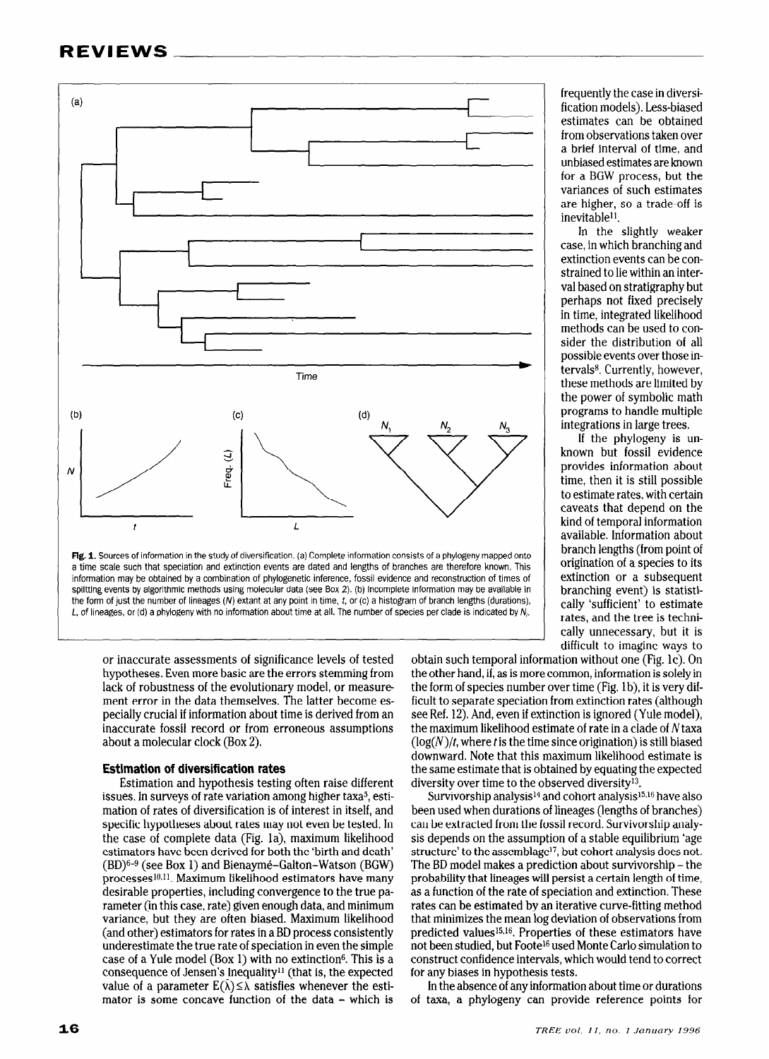frequently the case in diversification models). Less-biased estimates can be obtained from observations taken over a brief interval of time, and unbiased estimates are known for a BGW process, but the variances of such estimates are higher, so a trade-off is inevitable[11].

In the slightly weaker case, in which branching and extinction events can be constrained to lie within an interval based on stratigraphy but perhaps not fixed precisely in time, integrated likelihood methods can be used to consider the distribution of all possible events over those intervals[8]. Currently, however, these methods are limited by the power of symbolic math programs to handle multiple integrations in large trees.

If the phylogeny is unknown but fossil evidence provides information about time, then it is still possible to estimate rates, with certain caveats that depend on the kind of temporal information available. Information about branch lengths (from point of origination of a species to its extinction or a subsequent branching event) is statistically 'sufficient' to estimate rates, and the tree is technically unnecessary, but it is difficult to imagine ways to

**Fig. 1.** Sources of information in the study of diversification. (a) Complete information consists of a phylogeny mapped onto a time scale such that speciation and extinction events are dated and lengths of branches are therefore known. This information may be obtained by a combination of phylogenetic inference, fossil evidence and reconstruction of times of splitting events by algorithmic methods using molecular data (see Box 2). (b) Incomplete information may be available in the form of just the number of lineages ($N$) extant at any point in time, $t$, or (c) a histogram of branch lengths (durations), $L$, of lineages, or (d) a phylogeny with no information about time at all. The number of species per clade is indicated by $N_i$.

or inaccurate assessments of significance levels of tested hypotheses. Even more basic are the errors stemming from lack of robustness of the evolutionary model, or measurement error in the data themselves. The latter become especially crucial if information about time is derived from an inaccurate fossil record or from erroneous assumptions about a molecular clock (Box 2).

### Estimation of diversification rates

Estimation and hypothesis testing often raise different issues. In surveys of rate variation among higher taxa[5], estimation of rates of diversification is of interest in itself, and specific hypotheses about rates may not even be tested. In the case of complete data (Fig. 1a), maximum likelihood estimators have been derived for both the 'birth and death' (BD)[6–9] (see Box 1) and Bienaymé–Galton–Watson (BGW) processes[10,11]. Maximum likelihood estimators have many desirable properties, including convergence to the true parameter (in this case, rate) given enough data, and minimum variance, but they are often biased. Maximum likelihood (and other) estimators for rates in a BD process consistently underestimate the true rate of speciation in even the simple case of a Yule model (Box 1) with no extinction[6]. This is a consequence of Jensen's Inequality[11] (that is, the expected value of a parameter $E(\hat{\lambda}) \leq \lambda$ satisfies whenever the estimator is some concave function of the data – which is

obtain such temporal information without one (Fig. 1c). On the other hand, if, as is more common, information is solely in the form of species number over time (Fig. 1b), it is very difficult to separate speciation from extinction rates (although see Ref. 12). And, even if extinction is ignored (Yule model), the maximum likelihood estimate of rate in a clade of $N$ taxa ($\log(N)/t$, where $t$ is the time since origination) is still biased downward. Note that this maximum likelihood estimate is the same estimate that is obtained by equating the expected diversity over time to the observed diversity[13].

Survivorship analysis[14] and cohort analysis[15,16] have also been used when durations of lineages (lengths of branches) can be extracted from the fossil record. Survivorship analysis depends on the assumption of a stable equilibrium 'age structure' to the assemblage[17], but cohort analysis does not. The BD model makes a prediction about survivorship – the probability that lineages will persist a certain length of time, as a function of the rate of speciation and extinction. These rates can be estimated by an iterative curve-fitting method that minimizes the mean log deviation of observations from predicted values[15,16]. Properties of these estimators have not been studied, but Foote[16] used Monte Carlo simulation to construct confidence intervals, which would tend to correct for any biases in hypothesis tests.

In the absence of any information about time or durations of taxa, a phylogeny can provide reference points for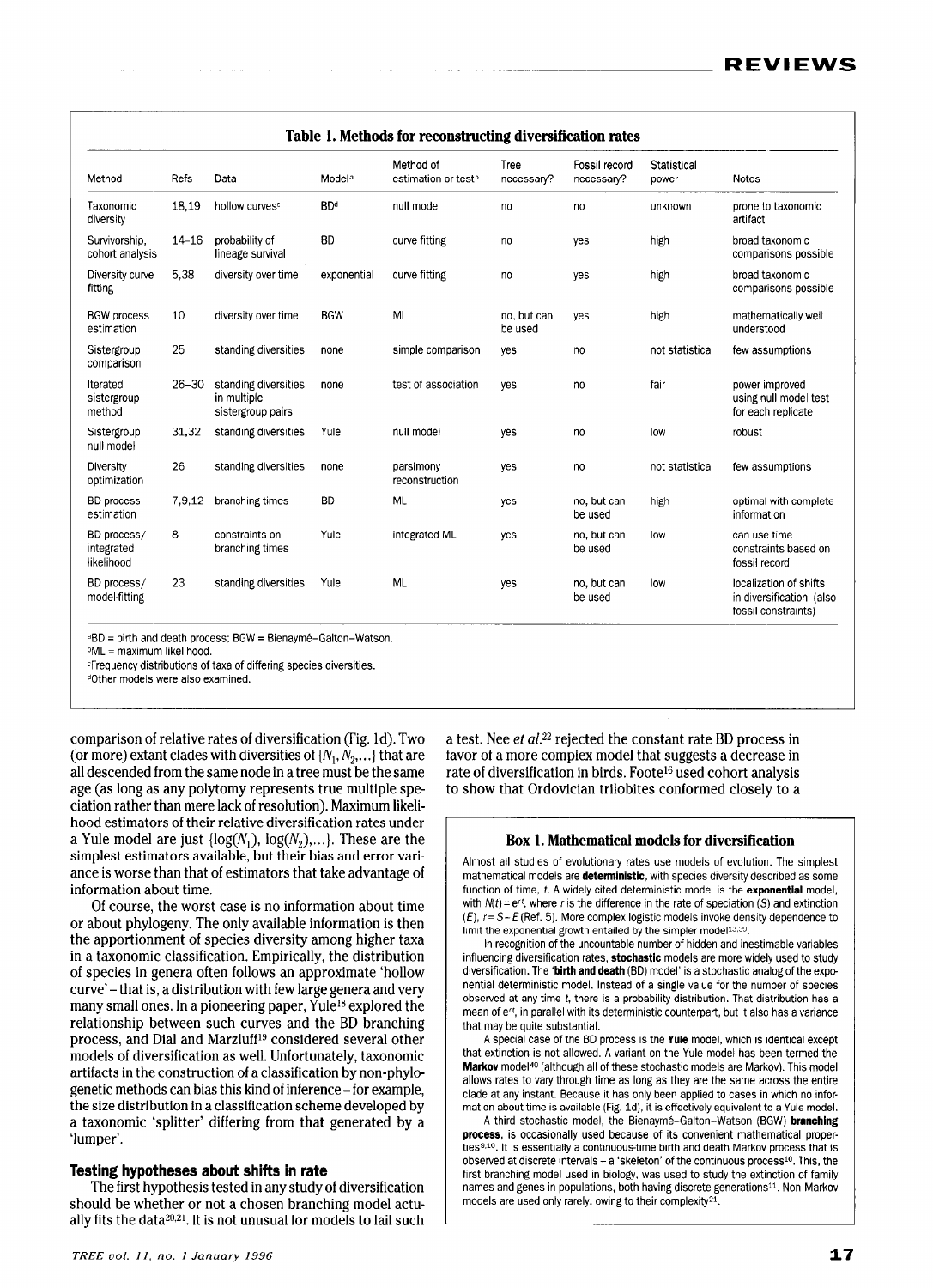**Table 1. Methods for reconstructing diversification rates**

| Method | Refs | Data | Model[a] | Method of estimation or test[b] | Tree necessary? | Fossil record necessary? | Statistical power | Notes |
|---|---|---|---|---|---|---|---|---|
| Taxonomic diversity | 18,19 | hollow curves[c] | BD[d] | null model | no | no | unknown | prone to taxonomic artifact |
| Survivorship, cohort analysis | 14–16 | probability of lineage survival | BD | curve fitting | no | yes | high | broad taxonomic comparisons possible |
| Diversity curve fitting | 5,38 | diversity over time | exponential | curve fitting | no | yes | high | broad taxonomic comparisons possible |
| BGW process estimation | 10 | diversity over time | BGW | ML | no, but can be used | yes | high | mathematically well understood |
| Sistergroup comparison | 25 | standing diversities | none | simple comparison | yes | no | not statistical | few assumptions |
| Iterated sistergroup method | 26–30 | standing diversities in multiple sistergroup pairs | none | test of association | yes | no | fair | power improved using null model test for each replicate |
| Sistergroup null model | 31,32 | standing diversities | Yule | null model | yes | no | low | robust |
| Diversity optimization | 26 | standing diversities | none | parsimony reconstruction | yes | no | not statistical | few assumptions |
| BD process estimation | 7,9,12 | branching times | BD | ML | yes | no, but can be used | high | optimal with complete information |
| BD process/ integrated likelihood | 8 | constraints on branching times | Yule | integrated ML | yes | no, but can be used | low | can use time constraints based on fossil record |
| BD process/ model-fitting | 23 | standing diversities | Yule | ML | yes | no, but can be used | low | localization of shifts in diversification (also fossil constraints) |

[a]BD = birth and death process; BGW = Bienaymé–Galton–Watson.
[b]ML = maximum likelihood.
[c]Frequency distributions of taxa of differing species diversities.
[d]Other models were also examined.

comparison of relative rates of diversification (Fig. 1d). Two (or more) extant clades with diversities of $\{N_1, N_2, \ldots\}$ that are all descended from the same node in a tree must be the same age (as long as any polytomy represents true multiple speciation rather than mere lack of resolution). Maximum likelihood estimators of their relative diversification rates under a Yule model are just $\{\log(N_1), \log(N_2), \ldots\}$. These are the simplest estimators available, but their bias and error variance is worse than that of estimators that take advantage of information about time.

Of course, the worst case is no information about time or about phylogeny. The only available information is then the apportionment of species diversity among higher taxa in a taxonomic classification. Empirically, the distribution of species in genera often follows an approximate 'hollow curve' – that is, a distribution with few large genera and very many small ones. In a pioneering paper, Yule[18] explored the relationship between such curves and the BD branching process, and Dial and Marzluff[19] considered several other models of diversification as well. Unfortunately, taxonomic artifacts in the construction of a classification by non-phylogenetic methods can bias this kind of inference – for example, the size distribution in a classification scheme developed by a taxonomic 'splitter' differing from that generated by a 'lumper'.

### Testing hypotheses about shifts in rate

The first hypothesis tested in any study of diversification should be whether or not a chosen branching model actually fits the data[20,21]. It is not unusual for models to fail such a test. Nee *et al.*[22] rejected the constant rate BD process in favor of a more complex model that suggests a decrease in rate of diversification in birds. Foote[16] used cohort analysis to show that Ordovician trilobites conformed closely to a

**Box 1. Mathematical models for diversification**

Almost all studies of evolutionary rates use models of evolution. The simplest mathematical models are **deterministic**, with species diversity described as some function of time, *t*. A widely cited deterministic model is the **exponential** model, with $N(t) = e^{rt}$, where *r* is the difference in the rate of speciation (*S*) and extinction (*E*), $r = S - E$ (Ref. 5). More complex logistic models invoke density dependence to limit the exponential growth entailed by the simpler model[13,39].

In recognition of the uncountable number of hidden and inestimable variables influencing diversification rates, **stochastic** models are more widely used to study diversification. The '**birth and death** (BD) model' is a stochastic analog of the exponential deterministic model. Instead of a single value for the number of species observed at any time *t*, there is a probability distribution. That distribution has a mean of $e^{rt}$, in parallel with its deterministic counterpart, but it also has a variance that may be quite substantial.

A special case of the BD process is the **Yule** model, which is identical except that extinction is not allowed. A variant on the Yule model has been termed the **Markov** model[40] (although all of these stochastic models are Markov). This model allows rates to vary through time as long as they are the same across the entire clade at any instant. Because it has only been applied to cases in which no information about time is available (Fig. 1d), it is effectively equivalent to a Yule model.

A third stochastic model, the Bienaymé–Galton–Watson (BGW) **branching process**, is occasionally used because of its convenient mathematical properties[9,10]. It is essentially a continuous-time birth and death Markov process that is observed at discrete intervals – a 'skeleton' of the continuous process[10]. This, the first branching model used in biology, was used to study the extinction of family names and genes in populations, both having discrete generations[11]. Non-Markov models are used only rarely, owing to their complexity[21].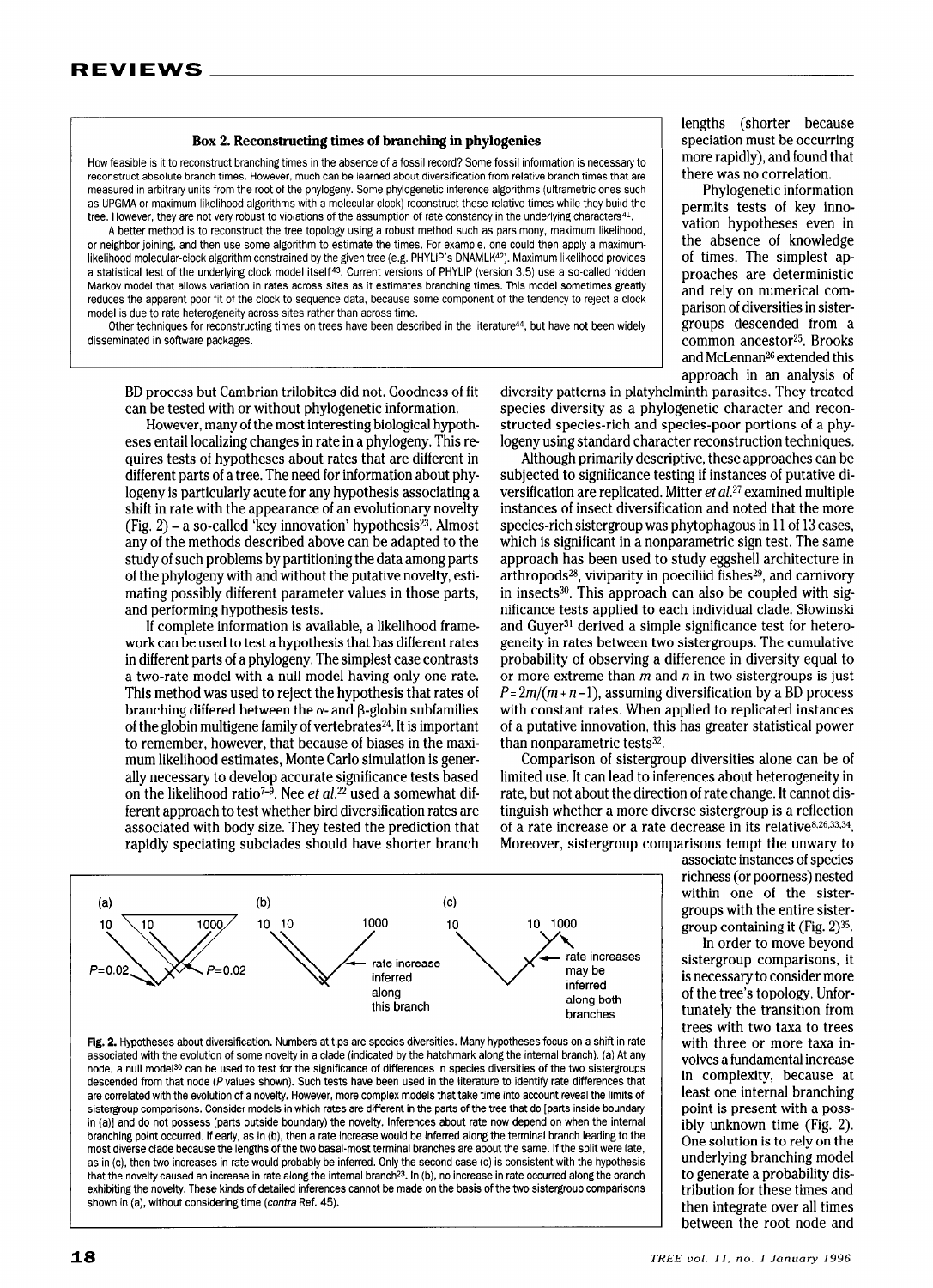### Box 2. Reconstructing times of branching in phylogenies

How feasible is it to reconstruct branching times in the absence of a fossil record? Some fossil information is necessary to reconstruct absolute branch times. However, much can be learned about diversification from relative branch times that are measured in arbitrary units from the root of the phylogeny. Some phylogenetic inference algorithms (ultrametric ones such as UPGMA or maximum-likelihood algorithms with a molecular clock) reconstruct these relative times while they build the tree. However, they are not very robust to violations of the assumption of rate constancy in the underlying characters[41].

A better method is to reconstruct the tree topology using a robust method such as parsimony, maximum likelihood, or neighbor joining, and then use some algorithm to estimate the times. For example, one could then apply a maximum-likelihood molecular-clock algorithm constrained by the given tree (e.g. PHYLIP's DNAMLK[42]). Maximum likelihood provides a statistical test of the underlying clock model itself[43]. Current versions of PHYLIP (version 3.5) use a so-called hidden Markov model that allows variation in rates across sites as it estimates branching times. This model sometimes greatly reduces the apparent poor fit of the clock to sequence data, because some component of the tendency to reject a clock model is due to rate heterogeneity across sites rather than across time.

Other techniques for reconstructing times on trees have been described in the literature[44], but have not been widely disseminated in software packages.

BD process but Cambrian trilobites did not. Goodness of fit can be tested with or without phylogenetic information.

However, many of the most interesting biological hypotheses entail localizing changes in rate in a phylogeny. This requires tests of hypotheses about rates that are different in different parts of a tree. The need for information about phylogeny is particularly acute for any hypothesis associating a shift in rate with the appearance of an evolutionary novelty (Fig. 2) – a so-called 'key innovation' hypothesis[23]. Almost any of the methods described above can be adapted to the study of such problems by partitioning the data among parts of the phylogeny with and without the putative novelty, estimating possibly different parameter values in those parts, and performing hypothesis tests.

If complete information is available, a likelihood framework can be used to test a hypothesis that has different rates in different parts of a phylogeny. The simplest case contrasts a two-rate model with a null model having only one rate. This method was used to reject the hypothesis that rates of branching differed between the α- and β-globin subfamilies of the globin multigene family of vertebrates[24]. It is important to remember, however, that because of biases in the maximum likelihood estimates, Monte Carlo simulation is generally necessary to develop accurate significance tests based on the likelihood ratio[7–9]. Nee *et al.*[22] used a somewhat different approach to test whether bird diversification rates are associated with body size. They tested the prediction that rapidly speciating subclades should have shorter branch lengths (shorter because speciation must be occurring more rapidly), and found that there was no correlation.

Phylogenetic information permits tests of key innovation hypotheses even in the absence of knowledge of times. The simplest approaches are deterministic and rely on numerical comparison of diversities in sistergroups descended from a common ancestor[25]. Brooks and McLennan[26] extended this approach in an analysis of diversity patterns in platyhelminth parasites. They treated species diversity as a phylogenetic character and reconstructed species-rich and species-poor portions of a phylogeny using standard character reconstruction techniques.

Although primarily descriptive, these approaches can be subjected to significance testing if instances of putative diversification are replicated. Mitter *et al.*[27] examined multiple instances of insect diversification and noted that the more species-rich sistergroup was phytophagous in 11 of 13 cases, which is significant in a nonparametric sign test. The same approach has been used to study eggshell architecture in arthropods[28], viviparity in poeciliid fishes[29], and carnivory in insects[30]. This approach can also be coupled with significance tests applied to each individual clade. Slowinski and Guyer[31] derived a simple significance test for heterogeneity in rates between two sistergroups. The cumulative probability of observing a difference in diversity equal to or more extreme than $m$ and $n$ in two sistergroups is just $P = 2m/(m + n - 1)$, assuming diversification by a BD process with constant rates. When applied to replicated instances of a putative innovation, this has greater statistical power than nonparametric tests[32].

Comparison of sistergroup diversities alone can be of limited use. It can lead to inferences about heterogeneity in rate, but not about the direction of rate change. It cannot distinguish whether a more diverse sistergroup is a reflection of a rate increase or a rate decrease in its relative[8,26,33,34]. Moreover, sistergroup comparisons tempt the unwary to associate instances of species richness (or poorness) nested within one of the sistergroups with the entire sistergroup containing it (Fig. 2)[35].

In order to move beyond sistergroup comparisons, it is necessary to consider more of the tree's topology. Unfortunately the transition from trees with two taxa to trees with three or more taxa involves a fundamental increase in complexity, because at least one internal branching point is present with a possibly unknown time (Fig. 2). One solution is to rely on the underlying branching model to generate a probability distribution for these times and then integrate over all times between the root node and

**Fig. 2.** Hypotheses about diversification. Numbers at tips are species diversities. Many hypotheses focus on a shift in rate associated with the evolution of some novelty in a clade (indicated by the hatchmark along the internal branch). (a) At any node, a null model[30] can be used to test for the significance of differences in species diversities of the two sistergroups descended from that node (P values shown). Such tests have been used in the literature to identify rate differences that are correlated with the evolution of a novelty. However, more complex models that take time into account reveal the limits of sistergroup comparisons. Consider models in which rates are different in the parts of the tree that do [parts inside boundary in (a)] and do not possess (parts outside boundary) the novelty. Inferences about rate now depend on when the internal branching point occurred. If early, as in (b), then a rate increase would be inferred along the terminal branch leading to the most diverse clade because the lengths of the two basal-most terminal branches are about the same. If the split were late, as in (c), then two increases in rate would probably be inferred. Only the second case (c) is consistent with the hypothesis that the novelty caused an increase in rate along the internal branch[23]. In (b), no increase in rate occurred along the branch exhibiting the novelty. These kinds of detailed inferences cannot be made on the basis of the two sistergroup comparisons shown in (a), without considering time (*contra* Ref. 45).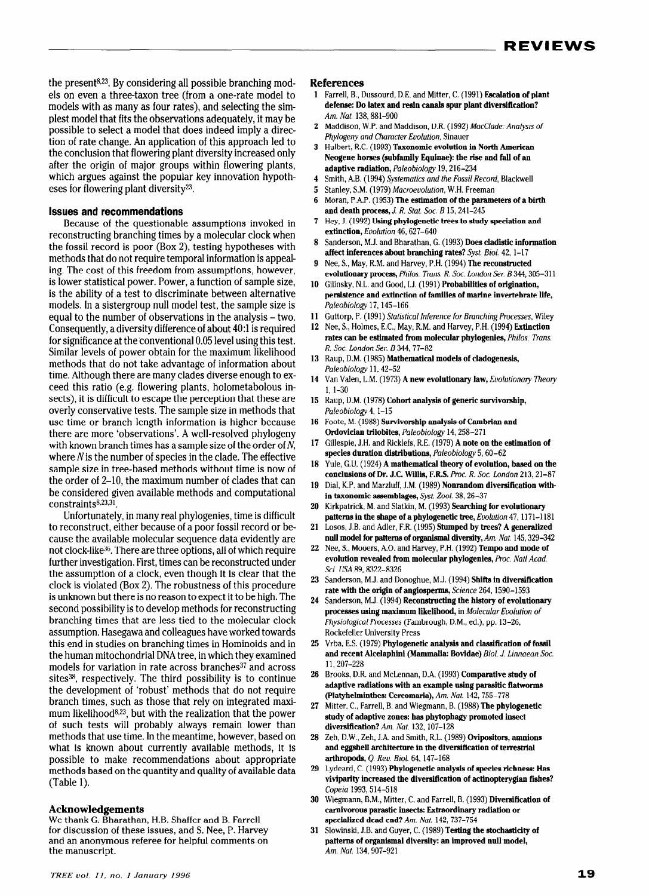the present[8,23]. By considering all possible branching models on even a three-taxon tree (from a one-rate model to models with as many as four rates), and selecting the simplest model that fits the observations adequately, it may be possible to select a model that does indeed imply a direction of rate change. An application of this approach led to the conclusion that flowering plant diversity increased only after the origin of major groups within flowering plants, which argues against the popular key innovation hypotheses for flowering plant diversity[23].

### Issues and recommendations

Because of the questionable assumptions invoked in reconstructing branching times by a molecular clock when the fossil record is poor (Box 2), testing hypotheses with methods that do not require temporal information is appealing. The cost of this freedom from assumptions, however, is lower statistical power. Power, a function of sample size, is the ability of a test to discriminate between alternative models. In a sistergroup null model test, the sample size is equal to the number of observations in the analysis – two. Consequently, a diversity difference of about 40:1 is required for significance at the conventional 0.05 level using this test. Similar levels of power obtain for the maximum likelihood methods that do not take advantage of information about time. Although there are many clades diverse enough to exceed this ratio (e.g. flowering plants, holometabolous insects), it is difficult to escape the perception that these are overly conservative tests. The sample size in methods that use time or branch length information is higher because there are more 'observations'. A well-resolved phylogeny with known branch times has a sample size of the order of $N$, where $N$ is the number of species in the clade. The effective sample size in tree-based methods without time is now of the order of 2–10, the maximum number of clades that can be considered given available methods and computational constraints[8,23,31].

Unfortunately, in many real phylogenies, time is difficult to reconstruct, either because of a poor fossil record or because the available molecular sequence data evidently are not clock-like[36]. There are three options, all of which require further investigation. First, times can be reconstructed under the assumption of a clock, even though it is clear that the clock is violated (Box 2). The robustness of this procedure is unknown but there is no reason to expect it to be high. The second possibility is to develop methods for reconstructing branching times that are less tied to the molecular clock assumption. Hasegawa and colleagues have worked towards this end in studies on branching times in Hominoids and in the human mitochondrial DNA tree, in which they examined models for variation in rate across branches[37] and across sites[38], respectively. The third possibility is to continue the development of 'robust' methods that do not require branch times, such as those that rely on integrated maximum likelihood[8,23], but with the realization that the power of such tests will probably always remain lower than methods that use time. In the meantime, however, based on what is known about currently available methods, it is possible to make recommendations about appropriate methods based on the quantity and quality of available data (Table 1).

### Acknowledgements

We thank G. Bharathan, H.B. Shaffer and B. Farrell for discussion of these issues, and S. Nee, P. Harvey and an anonymous referee for helpful comments on the manuscript.

### References

1. Farrell, B., Dussourd, D.E. and Mitter, C. (1991) **Escalation of plant defense: Do latex and resin canals spur plant diversification?** *Am. Nat.* 138, 881–900
2. Maddison, W.P. and Maddison, D.R. (1992) *MacClade: Analysis of Phylogeny and Character Evolution*, Sinauer
3. Hulbert, R.C. (1993) **Taxonomic evolution in North American Neogene horses (subfamily Equinae): the rise and fall of an adaptive radiation,** *Paleobiology* 19, 216–234
4. Smith, A.B. (1994) *Systematics and the Fossil Record*, Blackwell
5. Stanley, S.M. (1979) *Macroevolution*, W.H. Freeman
6. Moran, P.A.P. (1953) **The estimation of the parameters of a birth and death process,** *J. R. Stat. Soc. B* 15, 241–245
7. Hey, J. (1992) **Using phylogenetic trees to study speciation and extinction,** *Evolution* 46, 627–640
8. Sanderson, M.J. and Bharathan, G. (1993) **Does cladistic information affect inferences about branching rates?** *Syst. Biol.* 42, 1–17
9. Nee, S., May, R.M. and Harvey, P.H. (1994) **The reconstructed evolutionary process,** *Philos. Trans. R. Soc. London Ser. B* 344, 305–311
10. Gilinsky, N.L. and Good, I.J. (1991) **Probabilities of origination, persistence and extinction of families of marine invertebrate life,** *Paleobiology* 17, 145–166
11. Guttorp, P. (1991) *Statistical Inference for Branching Processes*, Wiley
12. Nee, S., Holmes, E.C., May, R.M. and Harvey, P.H. (1994) **Extinction rates can be estimated from molecular phylogenies,** *Philos. Trans. R. Soc. London Ser. B* 344, 77–82
13. Raup, D.M. (1985) **Mathematical models of cladogenesis,** *Paleobiology* 11, 42–52
14. Van Valen, L.M. (1973) **A new evolutionary law,** *Evolutionary Theory* 1, 1–30
15. Raup, D.M. (1978) **Cohort analysis of generic survivorship,** *Paleobiology* 4, 1–15
16. Foote, M. (1988) **Survivorship analysis of Cambrian and Ordovician trilobites,** *Paleobiology* 14, 258–271
17. Gillespie, J.H. and Ricklefs, R.E. (1979) **A note on the estimation of species duration distributions,** *Paleobiology* 5, 60–62
18. Yule, G.U. (1924) **A mathematical theory of evolution, based on the conclusions of Dr. J.C. Willis, F.R.S.** *Proc. R. Soc. London* 213, 21–87
19. Dial, K.P. and Marzluff, J.M. (1989) **Nonrandom diversification within taxonomic assemblages,** *Syst. Zool.* 38, 26–37
20. Kirkpatrick, M. and Slatkin, M. (1993) **Searching for evolutionary patterns in the shape of a phylogenetic tree,** *Evolution* 47, 1171–1181
21. Losos, J.B. and Adler, F.R. (1995) **Stumped by trees? A generalized null model for patterns of organismal diversity,** *Am. Nat.* 145, 329–342
22. Nee, S., Mooers, A.O. and Harvey, P.H. (1992) **Tempo and mode of evolution revealed from molecular phylogenies,** *Proc. Natl Acad. Sci. USA* 89, 8322–8326
23. Sanderson, M.J. and Donoghue, M.J. (1994) **Shifts in diversification rate with the origin of angiosperms,** *Science* 264, 1590–1593
24. Sanderson, M.J. (1994) **Reconstructing the history of evolutionary processes using maximum likelihood,** in *Molecular Evolution of Physiological Processes* (Fambrough, D.M., ed.), pp. 13–26, Rockefeller University Press
25. Vrba, E.S. (1979) **Phylogenetic analysis and classification of fossil and recent Alcelaphini (Mammalia: Bovidae)** *Biol. J. Linnaean Soc.* 11, 207–228
26. Brooks, D.R. and McLennan, D.A. (1993) **Comparative study of adaptive radiations with an example using parasitic flatworms (Platyhelminthes: Cercomaria),** *Am. Nat.* 142, 755–778
27. Mitter, C., Farrell, B. and Wiegmann, B. (1988) **The phylogenetic study of adaptive zones: has phytophagy promoted insect diversification?** *Am. Nat.* 132, 107–128
28. Zeh, D.W., Zeh, J.A. and Smith, R.L. (1989) **Ovipositors, amnions and eggshell architecture in the diversification of terrestrial arthropods,** *Q. Rev. Biol.* 64, 147–168
29. Lydeard, C. (1993) **Phylogenetic analysis of species richness: Has viviparity increased the diversification of actinopterygian fishes?** *Copeia* 1993, 514–518
30. Wiegmann, B.M., Mitter, C. and Farrell, B. (1993) **Diversification of carnivorous parasitic insects: Extraordinary radiation or specialized dead end?** *Am. Nat.* 142, 737–754
31. Slowinski, J.B. and Guyer, C. (1989) **Testing the stochasticity of patterns of organismal diversity: an improved null model,** *Am. Nat.* 134, 907–921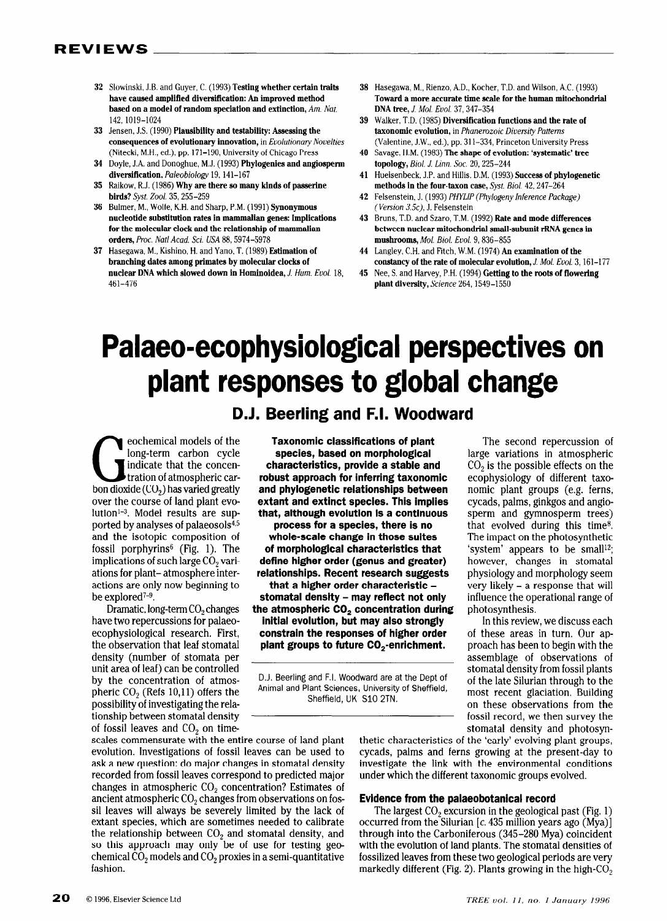32 Slowinski, J.B. and Guyer, C. (1993) **Testing whether certain traits have caused amplified diversification: An improved method based on a model of random speciation and extinction**, *Am. Nat.* 142, 1019–1024

33 Jensen, J.S. (1990) **Plausibility and testability: Assessing the consequences of evolutionary innovation**, in *Evolutionary Novelties* (Nitecki, M.H., ed.), pp. 171–190, University of Chicago Press

34 Doyle, J.A. and Donoghue, M.J. (1993) **Phylogenies and angiosperm diversification**, *Paleobiology* 19, 141–167

35 Raikow, R.J. (1986) **Why are there so many kinds of passerine birds?** *Syst. Zool.* 35, 255–259

36 Bulmer, M., Wolfe, K.H. and Sharp, P.M. (1991) **Synonymous nucleotide substitution rates in mammalian genes: Implications for the molecular clock and the relationship of mammalian orders**, *Proc. Natl Acad. Sci. USA* 88, 5974–5978

37 Hasegawa, M., Kishino, H. and Yano, T. (1989) **Estimation of branching dates among primates by molecular clocks of nuclear DNA which slowed down in Hominoidea**, *J. Hum. Evol.* 18, 461–476

38 Hasegawa, M., Rienzo, A.D., Kocher, T.D. and Wilson, A.C. (1993) **Toward a more accurate time scale for the human mitochondrial DNA tree**, *J. Mol. Evol.* 37, 347–354

39 Walker, T.D. (1985) **Diversification functions and the rate of taxonomic evolution**, in *Phanerozoic Diversity Patterns* (Valentine, J.W., ed.), pp. 311–334, Princeton University Press

40 Savage, H.M. (1983) **The shape of evolution: 'systematic' tree topology**, *Biol. J. Linn. Soc.* 20, 225–244

41 Huelsenbeck, J.P. and Hillis, D.M. (1993) **Success of phylogenetic methods in the four-taxon case**, *Syst. Biol.* 42, 247–264

42 Felsenstein, J. (1993) *PHYLIP (Phylogeny Inference Package) (Version 3.5c)*, J. Felsenstein

43 Bruns, T.D. and Szaro, T.M. (1992) **Rate and mode differences between nuclear mitochondrial small-subunit rRNA genes in mushrooms**, *Mol. Biol. Evol.* 9, 836–855

44 Langley, C.H. and Fitch, W.M. (1974) **An examination of the constancy of the rate of molecular evolution**, *J. Mol. Evol.* 3, 161–177

45 Nee, S. and Harvey, P.H. (1994) **Getting to the roots of flowering plant diversity**, *Science* 264, 1549–1550

# Palaeo-ecophysiological perspectives on plant responses to global change

## D.J. Beerling and F.I. Woodward

**Taxonomic classifications of plant species, based on morphological characteristics, provide a stable and robust approach for inferring taxonomic and phylogenetic relationships between extant and extinct species. This implies that, although evolution is a continuous process for a species, there is no whole-scale change in those suites of morphological characteristics that define higher order (genus and greater) relationships. Recent research suggests that a higher order characteristic – stomatal density – may reflect not only the atmospheric $CO_2$ concentration during initial evolution, but may also strongly constrain the responses of higher order plant groups to future $CO_2$-enrichment.**

D.J. Beerling and F.I. Woodward are at the Dept of Animal and Plant Sciences, University of Sheffield, Sheffield, UK S10 2TN.

Geochemical models of the long-term carbon cycle indicate that the concentration of atmospheric carbon dioxide ($CO_2$) has varied greatly over the course of land plant evolution[1–3]. Model results are supported by analyses of palaeosols[4,5] and the isotopic composition of fossil porphyrins[6] (Fig. 1). The implications of such large $CO_2$ variations for plant–atmosphere interactions are only now beginning to be explored[7–9].

Dramatic, long-term $CO_2$ changes have two repercussions for palaeo-ecophysiological research. First, the observation that leaf stomatal density (number of stomata per unit area of leaf) can be controlled by the concentration of atmospheric $CO_2$ (Refs 10,11) offers the possibility of investigating the relationship between stomatal density of fossil leaves and $CO_2$ on time-scales commensurate with the entire course of land plant evolution. Investigations of fossil leaves can be used to ask a new question: do major changes in stomatal density recorded from fossil leaves correspond to predicted major changes in atmospheric $CO_2$ concentration? Estimates of ancient atmospheric $CO_2$ changes from observations on fossil leaves will always be severely limited by the lack of extant species, which are sometimes needed to calibrate the relationship between $CO_2$ and stomatal density, and so this approach may only be of use for testing geochemical $CO_2$ models and $CO_2$ proxies in a semi-quantitative fashion.

The second repercussion of large variations in atmospheric $CO_2$ is the possible effects on the ecophysiology of different taxonomic plant groups (e.g. ferns, cycads, palms, ginkgos and angiosperm and gymnosperm trees) that evolved during this time[8]. The impact on the photosynthetic 'system' appears to be small[12]; however, changes in stomatal physiology and morphology seem very likely – a response that will influence the operational range of photosynthesis.

In this review, we discuss each of these areas in turn. Our approach has been to begin with the assemblage of observations of stomatal density from fossil plants of the late Silurian through to the most recent glaciation. Building on these observations from the fossil record, we then survey the stomatal density and photosynthetic characteristics of the 'early' evolving plant groups, cycads, palms and ferns growing at the present-day to investigate the link with the environmental conditions under which the different taxonomic groups evolved.

### Evidence from the palaeobotanical record

The largest $CO_2$ excursion in the geological past (Fig. 1) occurred from the Silurian [*c.* 435 million years ago (Mya)] through into the Carboniferous (345–280 Mya) coincident with the evolution of land plants. The stomatal densities of fossilized leaves from these two geological periods are very markedly different (Fig. 2). Plants growing in the high-$CO_2$